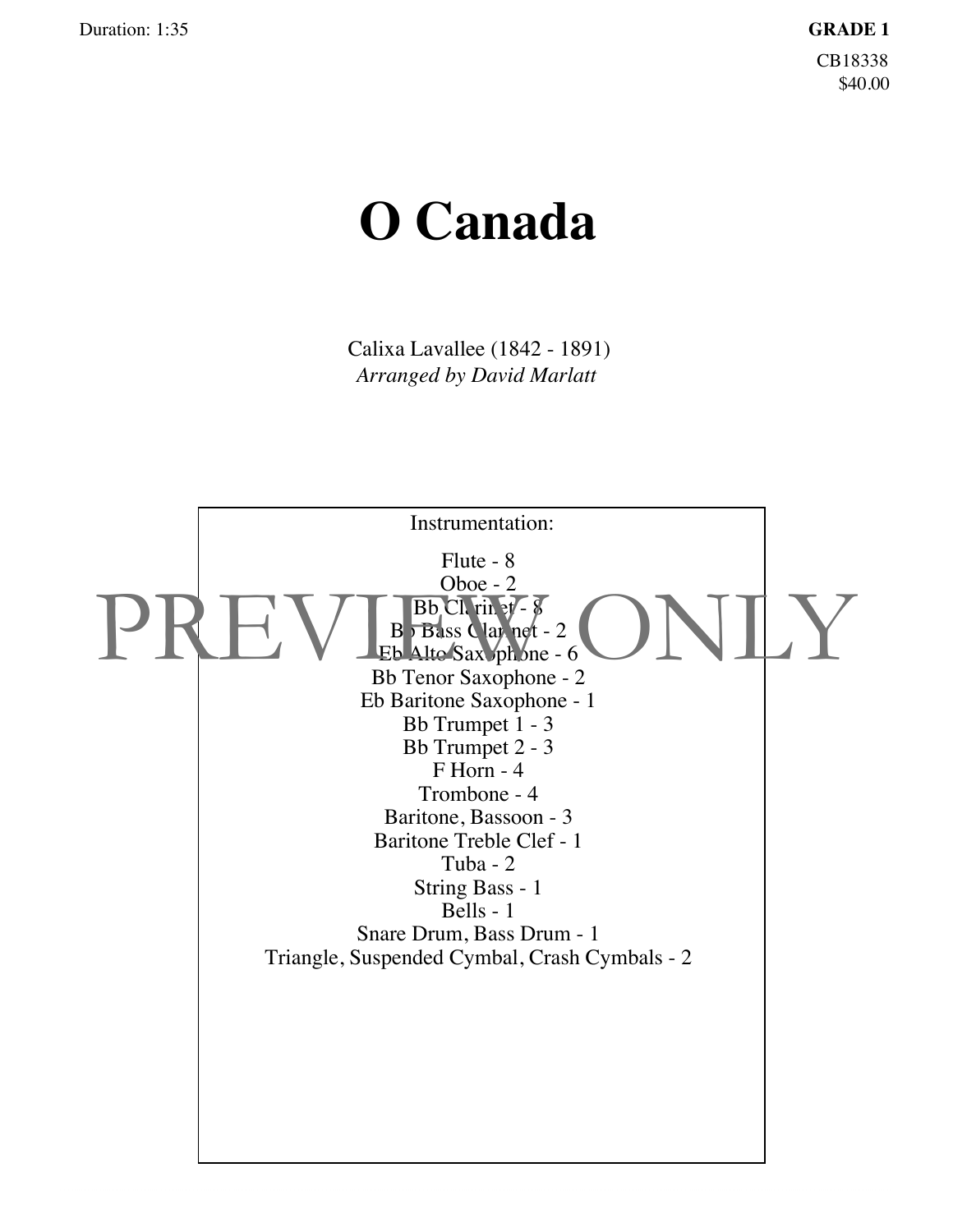Duration: 1:35

**GRADE 1**

CB18338
$40.00

# O Canada

Calixa Lavallee (1842 - 1891)
*Arranged by David Marlatt*

Instrumentation:

Flute - 8
Oboe - 2
Bb Clarinet - 8
Bb Bass Clarinet - 2
Eb Alto Saxophone - 6
Bb Tenor Saxophone - 2
Eb Baritone Saxophone - 1
Bb Trumpet 1 - 3
Bb Trumpet 2 - 3
F Horn - 4
Trombone - 4
Baritone, Bassoon - 3
Baritone Treble Clef - 1
Tuba - 2
String Bass - 1
Bells - 1
Snare Drum, Bass Drum - 1
Triangle, Suspended Cymbal, Crash Cymbals - 2

PREVIEW ONLY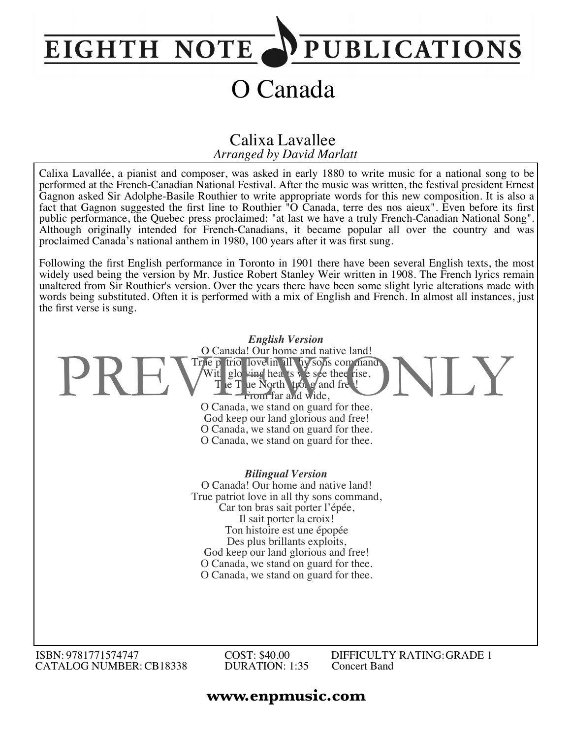# EIGHTH NOTE PUBLICATIONS

# O Canada

## Calixa Lavallee

*Arranged by David Marlatt*

Calixa Lavallée, a pianist and composer, was asked in early 1880 to write music for a national song to be performed at the French-Canadian National Festival. After the music was written, the festival president Ernest Gagnon asked Sir Adolphe-Basile Routhier to write appropriate words for this new composition. It is also a fact that Gagnon suggested the first line to Routhier "O Canada, terre des nos aieux". Even before its first public performance, the Quebec press proclaimed: "at last we have a truly French-Canadian National Song". Although originally intended for French-Canadians, it became popular all over the country and was proclaimed Canada's national anthem in 1980, 100 years after it was first sung.

Following the first English performance in Toronto in 1901 there have been several English texts, the most widely used being the version by Mr. Justice Robert Stanley Weir written in 1908. The French lyrics remain unaltered from Sir Routhier's version. Over the years there have been some slight lyric alterations made with words being substituted. Often it is performed with a mix of English and French. In almost all instances, just the first verse is sung.

***English Version***

O Canada! Our home and native land!
True patriot love in all thy sons command.
With glowing hearts we see thee rise,
The True North strong and free!
From far and wide,
O Canada, we stand on guard for thee.
God keep our land glorious and free!
O Canada, we stand on guard for thee.
O Canada, we stand on guard for thee.

PREVIEW ONLY

***Bilingual Version***

O Canada! Our home and native land!
True patriot love in all thy sons command,
Car ton bras sait porter l'épée,
Il sait porter la croix!
Ton histoire est une épopée
Des plus brillants exploits,
God keep our land glorious and free!
O Canada, we stand on guard for thee.
O Canada, we stand on guard for thee.

ISBN: 9781771574747
CATALOG NUMBER: CB18338

COST: $40.00
DURATION: 1:35

DIFFICULTY RATING: GRADE 1
Concert Band

**www.enpmusic.com**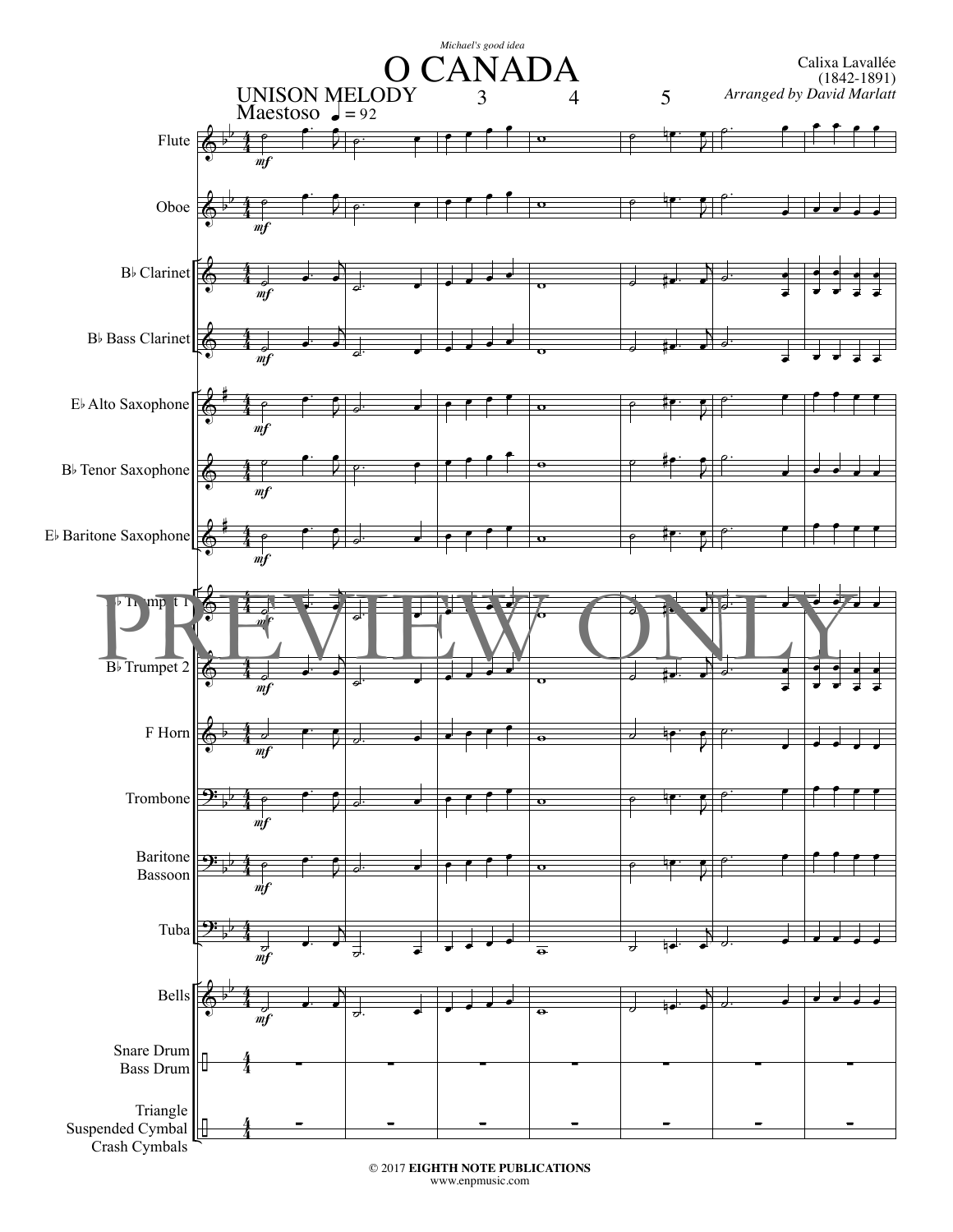*Michael's good idea*

# O CANADA

Calixa Lavallée
(1842-1891)
*Arranged by David Marlatt*

UNISON MELODY

Maestoso ♩ = 92

3 4 5

Flute
Oboe
B♭ Clarinet
B♭ Bass Clarinet
E♭ Alto Saxophone
B♭ Tenor Saxophone
E♭ Baritone Saxophone
B♭ Trumpet 1
B♭ Trumpet 2
F Horn
Trombone
Baritone
Bassoon
Tuba
Bells
Snare Drum
Bass Drum
Triangle
Suspended Cymbal
Crash Cymbals

mf

PREVIEW ONLY

© 2017 **EIGHTH NOTE PUBLICATIONS**
www.enpmusic.com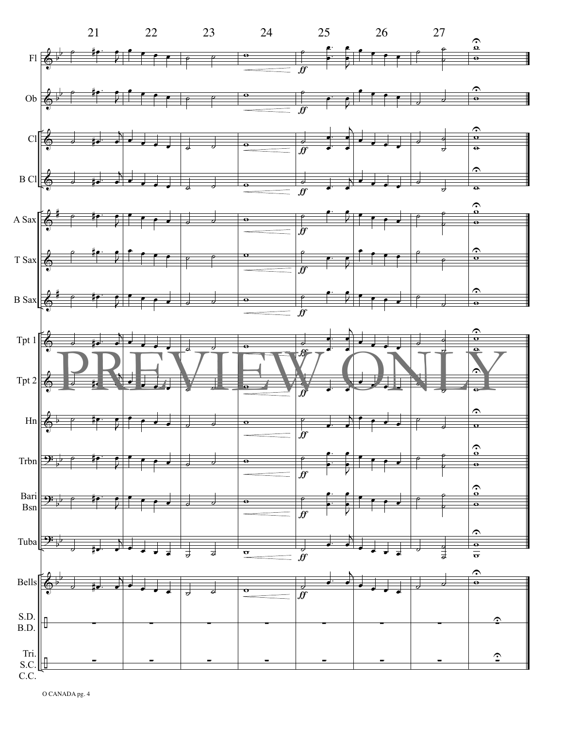21 22 23 24 25 26 27

Fl

Ob

Cl

B Cl

A Sax

T Sax

B Sax

Tpt 1

Tpt 2

Hn

Trbn

Bari Bsn

Tuba

Bells

S.D. B.D.

Tri. S.C. C.C.

PREVIEW ONLY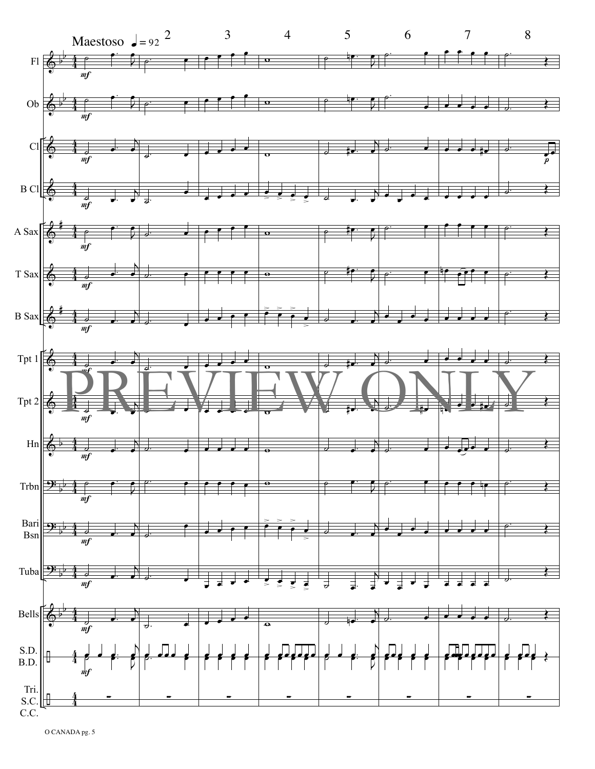Maestoso ♩ = 92

PREVIEW ONLY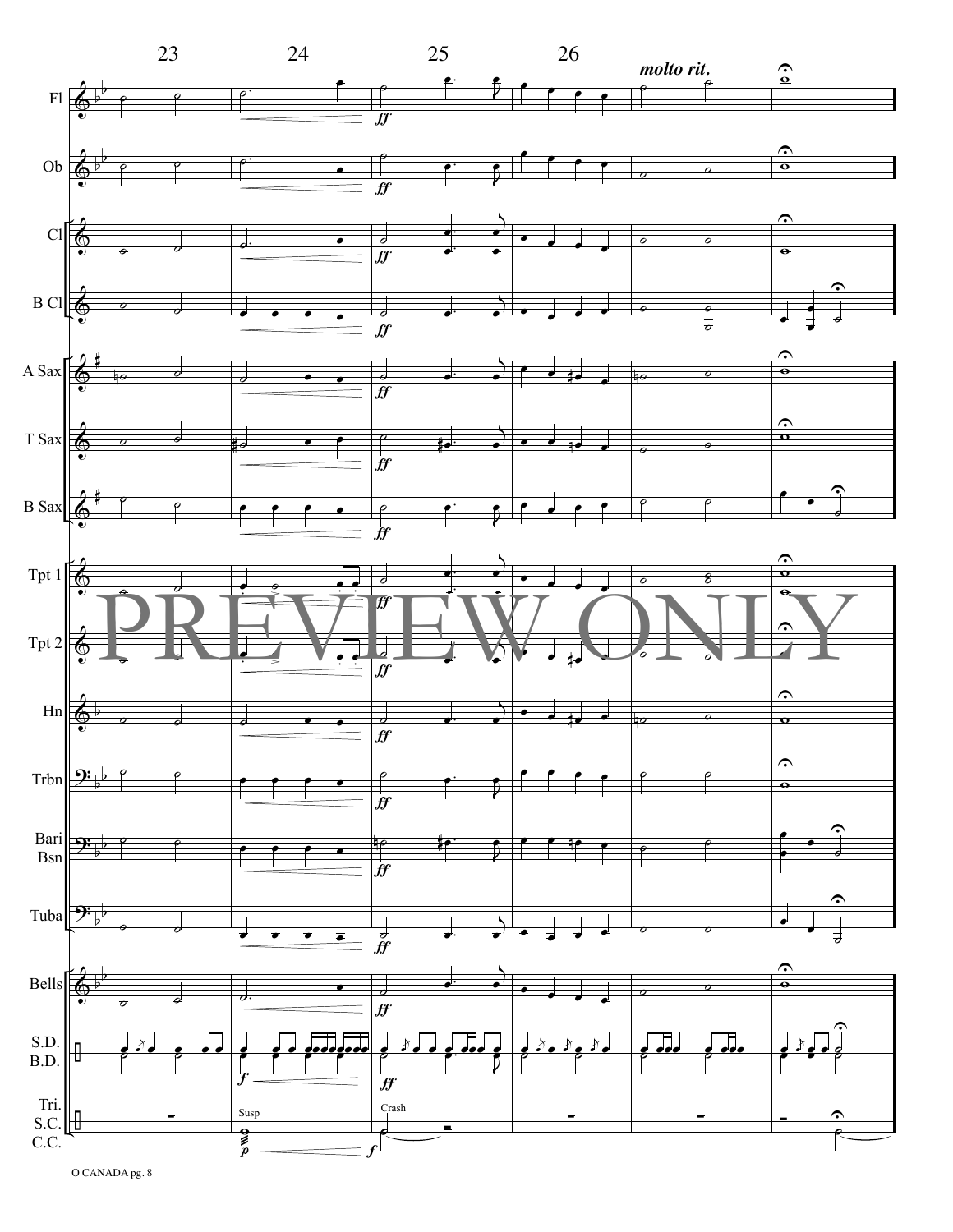23 24 25 26

*molto rit.*

Fl

Ob

Cl

B Cl

A Sax

T Sax

B Sax

Tpt 1

Tpt 2

Hn

Trbn

Bari Bsn

Tuba

Bells

S.D. B.D.

Tri. S.C. C.C.

Susp

Crash

*ff*

*f*

*p*